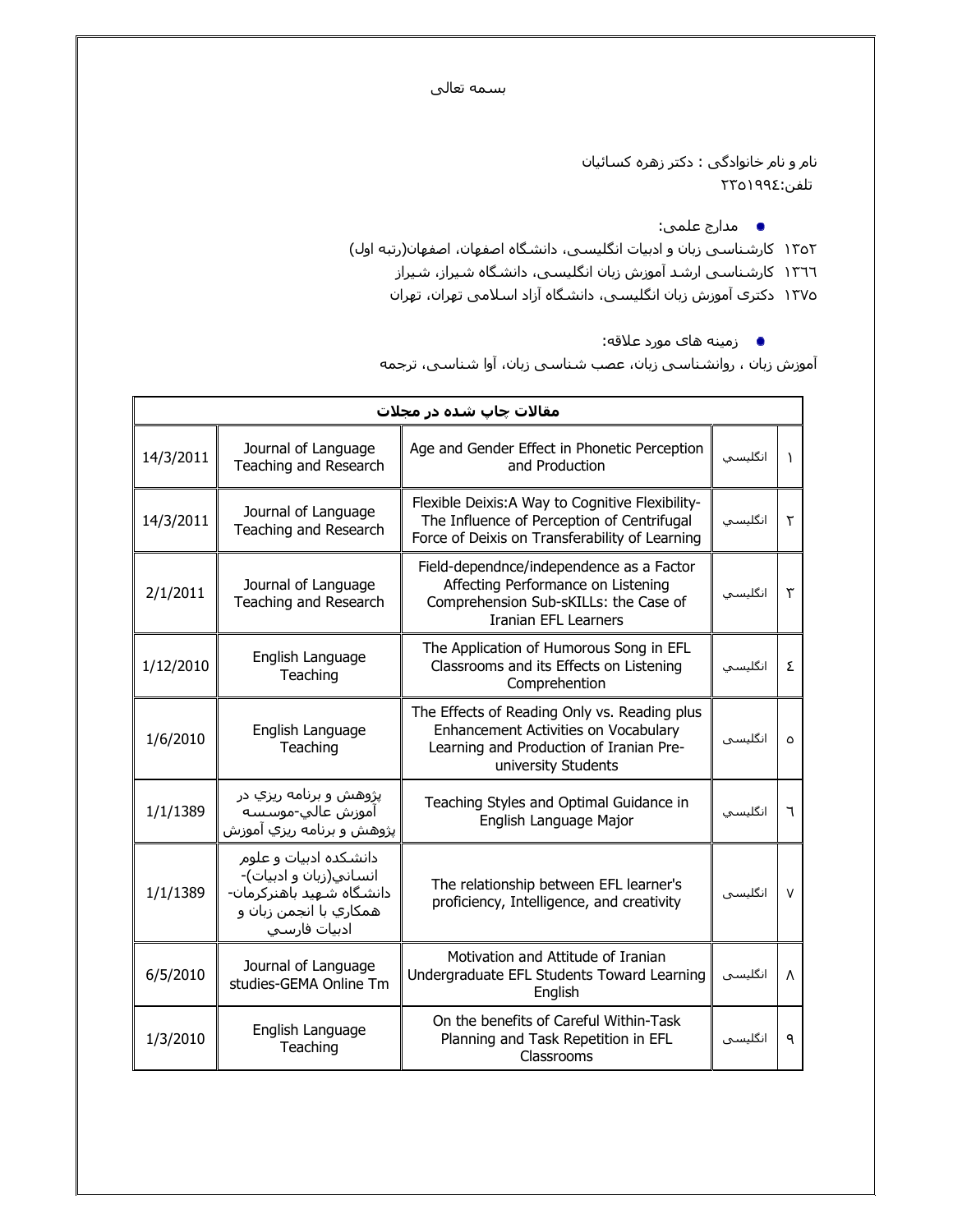بسمه تعالی

نام و نام خانوادگی : دکتر زهره کسائیان
تلفن:۲۳۵۱۹۹٤

- مدارج علمی:

۱۳۵۲ کارشناسی زبان و ادبیات انگلیسی، دانشگاه اصفهان، اصفهان(رتبه اول)
۱۳٦٦ کارشناسی ارشد آموزش زبان انگلیسی، دانشگاه شیراز، شیراز
۱۳۷۵ دکتری آموزش زبان انگلیسی، دانشگاه آزاد اسلامی تهران، تهران

- زمینه های مورد علاقه:

آموزش زبان ، روانشناسی زبان، عصب شناسی زبان، آوا شناسی، ترجمه

| مقالات چاپ شده در مجلات | | | | |
|---|---|---|---|---|
| ۱ | انگليسي | Age and Gender Effect in Phonetic Perception and Production | Journal of Language Teaching and Research | 14/3/2011 |
| ۲ | انگليسي | Flexible Deixis:A Way to Cognitive Flexibility-The Influence of Perception of Centrifugal Force of Deixis on Transferability of Learning | Journal of Language Teaching and Research | 14/3/2011 |
| ۳ | انگليسي | Field-dependnce/independence as a Factor Affecting Performance on Listening Comprehension Sub-sKILLs: the Case of Iranian EFL Learners | Journal of Language Teaching and Research | 2/1/2011 |
| ٤ | انگليسي | The Application of Humorous Song in EFL Classrooms and its Effects on Listening Comprehention | English Language Teaching | 1/12/2010 |
| ٥ | انگلیسی | The Effects of Reading Only vs. Reading plus Enhancement Activities on Vocabulary Learning and Production of Iranian Pre-university Students | English Language Teaching | 1/6/2010 |
| ٦ | انگليسي | Teaching Styles and Optimal Guidance in English Language Major | پژوهش و برنامه ريزي در آموزش عالي-موسسه پژوهش و برنامه ريزي آموزش | 1/1/1389 |
| ۷ | انگلیسی | The relationship between EFL learner's proficiency, Intelligence, and creativity | دانشكده ادبيات و علوم انساني(زبان و ادبيات)-دانشگاه شهيد باهنركرمان-همكاري با انجمن زبان و ادبيات فارسي | 1/1/1389 |
| ۸ | انگلیسی | Motivation and Attitude of Iranian Undergraduate EFL Students Toward Learning English | Journal of Language studies-GEMA Online Tm | 6/5/2010 |
| ۹ | انگلیسی | On the benefits of Careful Within-Task Planning and Task Repetition in EFL Classrooms | English Language Teaching | 1/3/2010 |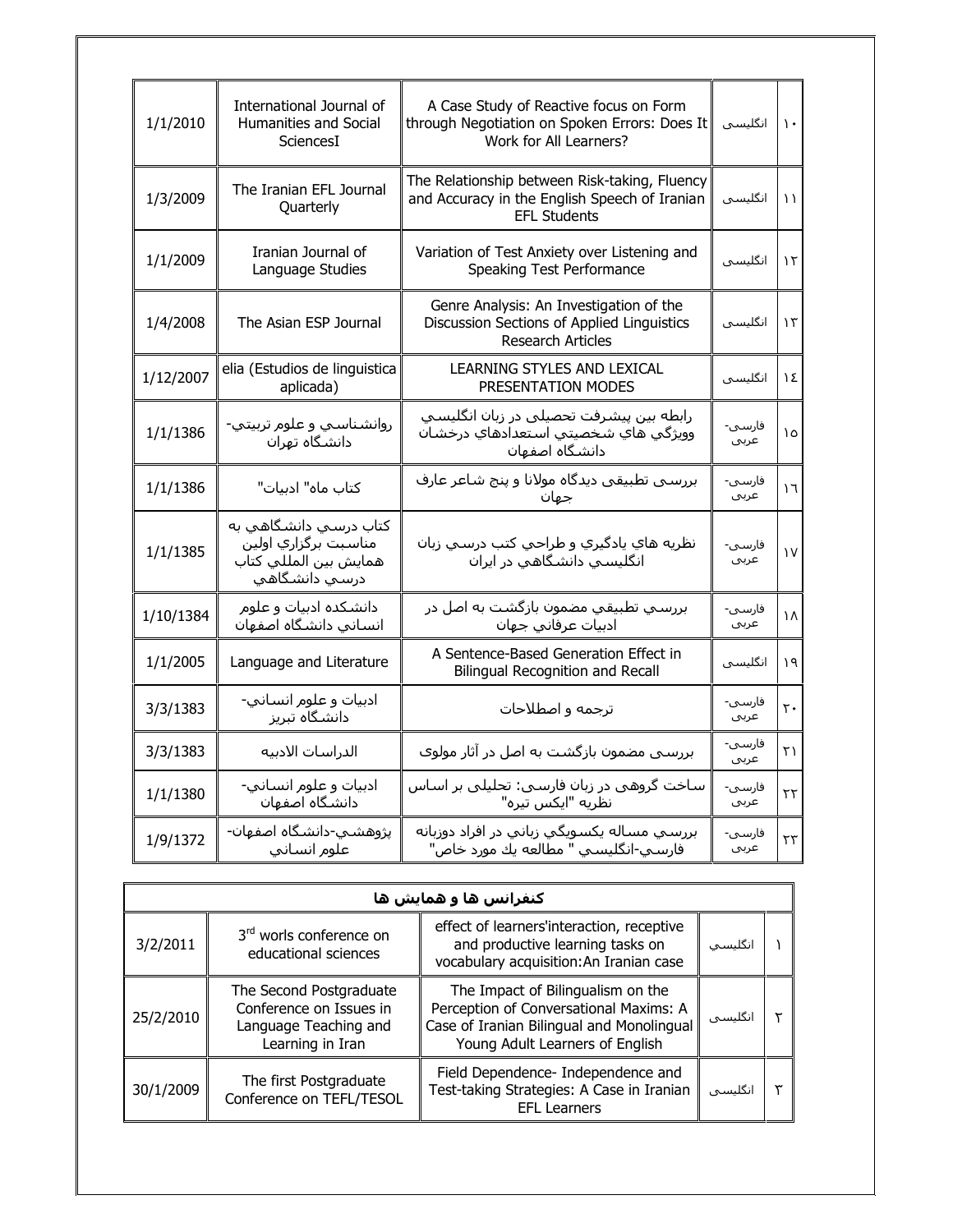| ۱۰ | انگلیسی | A Case Study of Reactive focus on Form through Negotiation on Spoken Errors: Does It Work for All Learners? | International Journal of Humanities and Social SciencesI | 1/1/2010 |
|---|---|---|---|---|
| ۱۱ | انگلیسی | The Relationship between Risk-taking, Fluency and Accuracy in the English Speech of Iranian EFL Students | The Iranian EFL Journal Quarterly | 1/3/2009 |
| ۱۲ | انگلیسی | Variation of Test Anxiety over Listening and Speaking Test Performance | Iranian Journal of Language Studies | 1/1/2009 |
| ۱۳ | انگلیسی | Genre Analysis: An Investigation of the Discussion Sections of Applied Linguistics Research Articles | The Asian ESP Journal | 1/4/2008 |
| ۱٤ | انگلیسی | LEARNING STYLES AND LEXICAL PRESENTATION MODES | elia (Estudios de linguistica aplicada) | 1/12/2007 |
| ۱۵ | فارسی-عربی | رابطه بين پيشرفت تحصيلی در زبان انگليسي وويژگي هاي شخصيتي استعدادهاي درخشان دانشگاه اصفهان | روانشناسي و علوم تربيتي-دانشگاه تهران | 1/1/1386 |
| ۱٦ | فارسی-عربی | بررسی تطبيقی ديدگاه مولانا و پنج شاعر عارف جهان | کتاب ماه" ادبيات" | 1/1/1386 |
| ۱۷ | فارسی-عربی | نظريه هاي يادگيري و طراحي كتب درسي زبان انگليسي دانشگاهي در ايران | كتاب درسي دانشگاهي به مناسبت برگزاري اولين همايش بين المللي كتاب درسي دانشگاهي | 1/1/1385 |
| ۱۸ | فارسی-عربی | بررسي تطبيقي مضمون بازگشت به اصل در ادبيات عرفاني جهان | دانشكده ادبيات و علوم انساني دانشگاه اصفهان | 1/10/1384 |
| ۱۹ | انگلیسی | A Sentence-Based Generation Effect in Bilingual Recognition and Recall | Language and Literature | 1/1/2005 |
| ۲۰ | فارسی-عربی | ترجمه و اصطلاحات | ادبيات و علوم انساني-دانشگاه تبريز | 3/3/1383 |
| ۲۱ | فارسی-عربی | بررسی مضمون بازگشت به اصل در آثار مولوی | الدراسات الادبيه | 3/3/1383 |
| ۲۲ | فارسی-عربی | ساخت گروهی در زبان فارسی: تحليلی بر اساس نظريه "ايكس تيره" | ادبيات و علوم انساني-دانشگاه اصفهان | 1/1/1380 |
| ۲۳ | فارسی-عربی | بررسي مساله يكسويگي زباني در افراد دوزبانه فارسي-انگليسي " مطالعه يك مورد خاص" | پژوهشي-دانشگاه اصفهان-علوم انساني | 1/9/1372 |

| کنفرانس ها و همایش ها | | | | |
|---|---|---|---|---|
| ۱ | انگليسي | effect of learners'interaction, receptive and productive learning tasks on vocabulary acquisition:An Iranian case | 3rd worls conference on educational sciences | 3/2/2011 |
| ۲ | انگلیسی | The Impact of Bilingualism on the Perception of Conversational Maxims: A Case of Iranian Bilingual and Monolingual Young Adult Learners of English | The Second Postgraduate Conference on Issues in Language Teaching and Learning in Iran | 25/2/2010 |
| ۳ | انگلیسی | Field Dependence- Independence and Test-taking Strategies: A Case in Iranian EFL Learners | The first Postgraduate Conference on TEFL/TESOL | 30/1/2009 |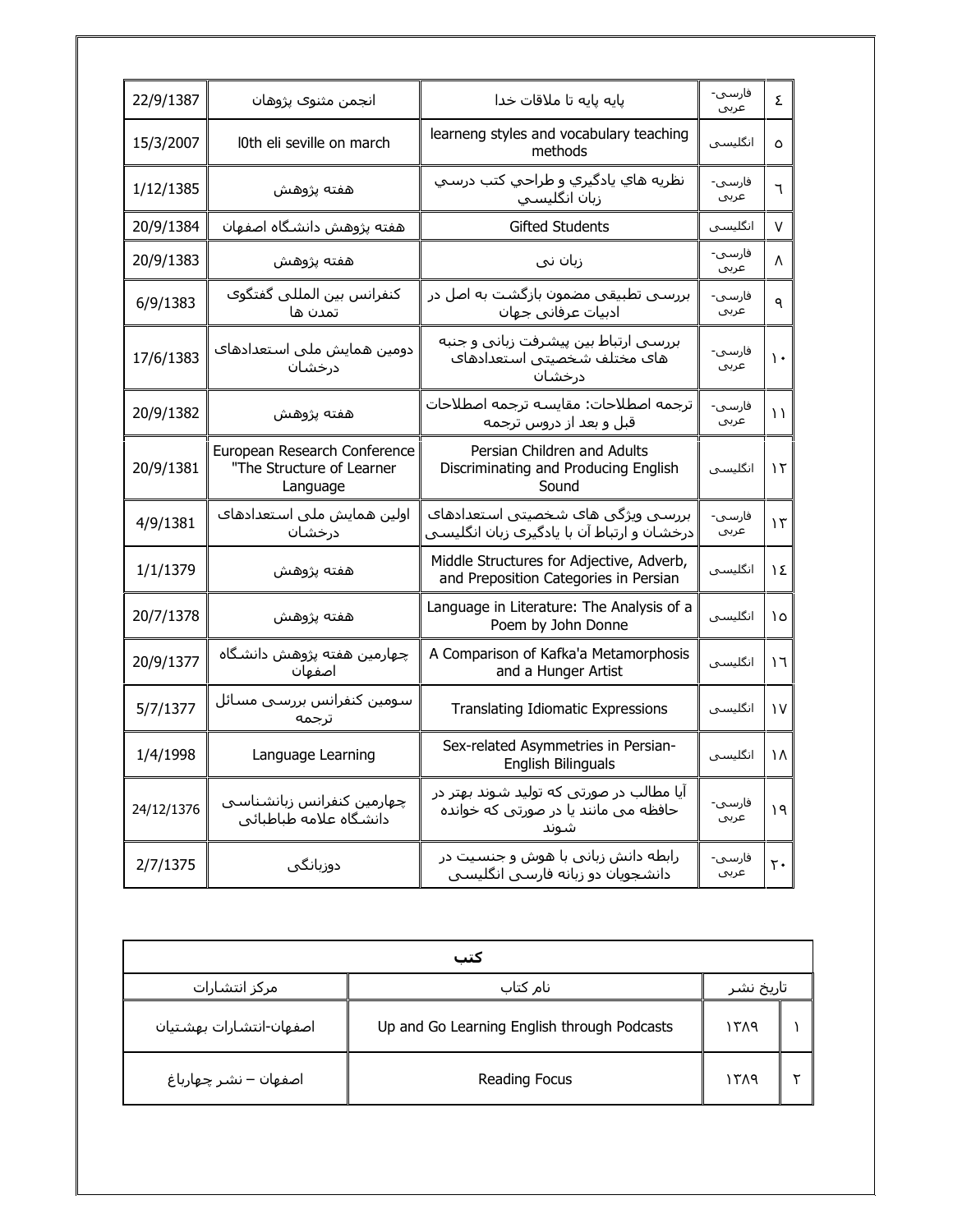| ٤ | فارسی-عربی | پایه پایه تا ملاقات خدا | انجمن مثنوی پژوهان | 22/9/1387 |
|---|---|---|---|---|
| ٥ | انگلیسی | learneng styles and vocabulary teaching methods | l0th eli seville on march | 15/3/2007 |
| ٦ | فارسی-عربی | نظریه هاي یادگیري و طراحي کتب درسي زبان انگلیسي | هفته پژوهش | 1/12/1385 |
| ٧ | انگلیسی | Gifted Students | هفته پژوهش دانشگاه اصفهان | 20/9/1384 |
| ٨ | فارسی-عربی | زبان نی | هفته پژوهش | 20/9/1383 |
| ٩ | فارسی-عربی | بررسی تطبیقی مضمون بازگشت به اصل در ادبیات عرفانی جهان | کنفرانس بین المللی گفتگوی تمدن ها | 6/9/1383 |
| ١٠ | فارسی-عربی | بررسی ارتباط بین پیشرفت زبانی و جنبه های مختلف شخصیتی استعدادهای درخشان | دومین همایش ملی استعدادهای درخشان | 17/6/1383 |
| ١١ | فارسی-عربی | ترجمه اصطلاحات: مقایسه ترجمه اصطلاحات قبل و بعد از دروس ترجمه | هفته پژوهش | 20/9/1382 |
| ١٢ | انگلیسی | Persian Children and Adults Discriminating and Producing English Sound | European Research Conference "The Structure of Learner Language | 20/9/1381 |
| ١٣ | فارسی-عربی | بررسی ویژگی های شخصیتی استعدادهای درخشان و ارتباط آن با یادگیری زبان انگلیسی | اولین همایش ملی استعدادهای درخشان | 4/9/1381 |
| ١٤ | انگلیسی | Middle Structures for Adjective, Adverb, and Preposition Categories in Persian | هفته پژوهش | 1/1/1379 |
| ١٥ | انگلیسی | Language in Literature: The Analysis of a Poem by John Donne | هفته پژوهش | 20/7/1378 |
| ١٦ | انگلیسی | A Comparison of Kafka'a Metamorphosis and a Hunger Artist | چهارمین هفته پژوهش دانشگاه اصفهان | 20/9/1377 |
| ١٧ | انگلیسی | Translating Idiomatic Expressions | سومین کنفرانس بررسی مسائل ترجمه | 5/7/1377 |
| ١٨ | انگلیسی | Sex-related Asymmetries in Persian-English Bilinguals | Language Learning | 1/4/1998 |
| ١٩ | فارسی-عربی | آیا مطالب در صورتی که تولید شوند بهتر در حافظه می مانند یا در صورتی که خوانده شوند | چهارمین کنفرانس زبانشناسی دانشگاه علامه طباطبائی | 24/12/1376 |
| ٢٠ | فارسی-عربی | رابطه دانش زبانی با هوش و جنسیت در دانشجویان دو زبانه فارسی انگلیسی | دوزبانگی | 2/7/1375 |

| کتب | | | |
|---|---|---|---|
| | تاریخ نشر | نام کتاب | مرکز انتشارات |
| ١ | ١٣٨٩ | Up and Go Learning English through Podcasts | اصفهان-انتشارات بهشتیان |
| ٢ | ١٣٨٩ | Reading Focus | اصفهان – نشر چهارباغ |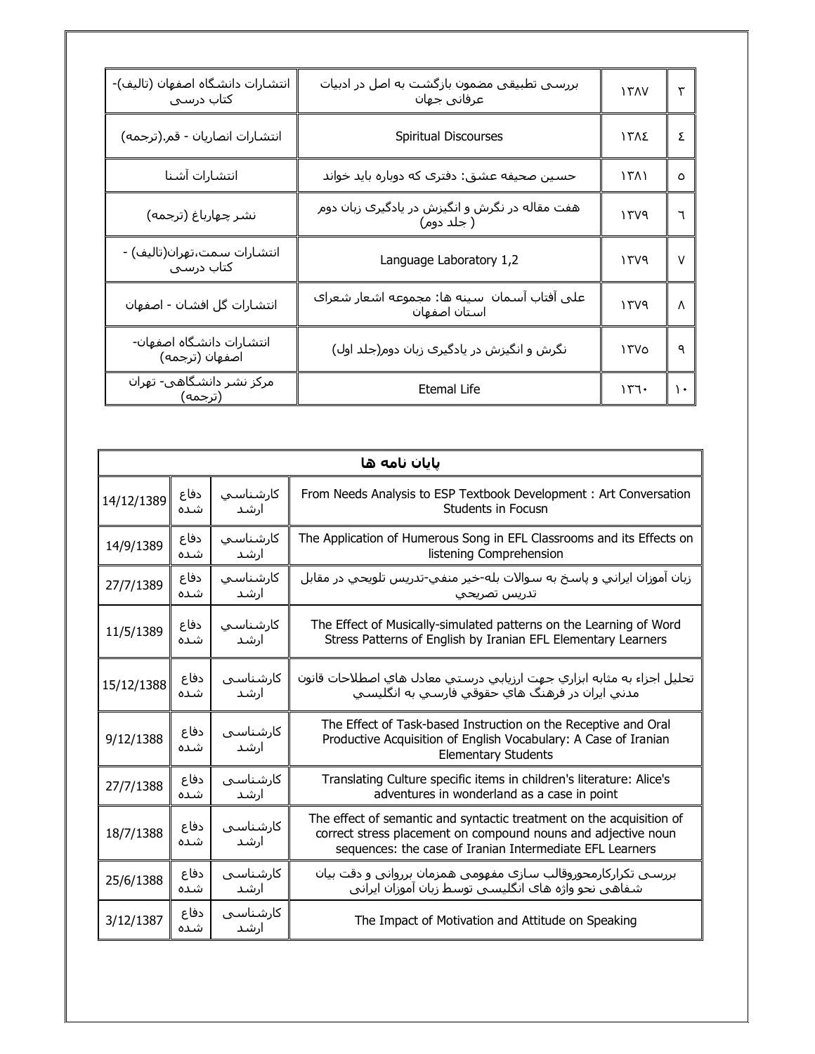| | | | |
|---|---|---|---|
| ۳ | ۱۳۸۷ | بررسی تطبیقی مضمون بازگشت به اصل در ادبیات عرفانی جهان | انتشارات دانشگاه اصفهان (تالیف)- کتاب درسی |
| ٤ | ۱۳۸٤ | Spiritual Discourses | انتشارات انصاریان - قم.(ترجمه) |
| ٥ | ۱۳۸۱ | حسین صحیفه عشق: دفتری که دوباره باید خواند | انتشارات آشنا |
| ٦ | ۱۳۷۹ | هفت مقاله در نگرش و انگیزش در یادگیری زبان دوم ( جلد دوم) | نشر چهارباغ (ترجمه) |
| ۷ | ۱۳۷۹ | Language Laboratory 1,2 | انتشارات سمت،تهران(تالیف) - کتاب درسی |
| ۸ | ۱۳۷۹ | علی آفتاب آسمان سینه ها: مجموعه اشعار شعرای استان اصفهان | انتشارات گل افشان - اصفهان |
| ۹ | ۱۳۷٥ | نگرش و انگیزش در یادگیری زبان دوم(جلد اول) | انتشارات دانشگاه اصفهان- اصفهان (ترجمه) |
| ۱۰ | ۱۳٦۰ | Etemal Life | مرکز نشر دانشگاهی- تهران (ترجمه) |

| پایان نامه ها | | | |
|---|---|---|---|
| From Needs Analysis to ESP Textbook Development : Art Conversation Students in Focusn | کارشناسي ارشد | دفاع شده | 14/12/1389 |
| The Application of Humerous Song in EFL Classrooms and its Effects on listening Comprehension | کارشناسي ارشد | دفاع شده | 14/9/1389 |
| زبان آموزان ايراني و پاسخ به سوالات بله-خير منفي-تدريس تلويحي در مقابل تدريس تصريحي | کارشناسي ارشد | دفاع شده | 27/7/1389 |
| The Effect of Musically-simulated patterns on the Learning of Word Stress Patterns of English by Iranian EFL Elementary Learners | کارشناسي ارشد | دفاع شده | 11/5/1389 |
| تحليل اجزاء به مثابه ابزاري جهت ارزيابي درستي معادل هاي اصطلاحات قانون مدني ايران در فرهنگ هاي حقوقي فارسي به انگليسي | کارشناسی ارشد | دفاع شده | 15/12/1388 |
| The Effect of Task-based Instruction on the Receptive and Oral Productive Acquisition of English Vocabulary: A Case of Iranian Elementary Students | کارشناسی ارشد | دفاع شده | 9/12/1388 |
| Translating Culture specific items in children's literature: Alice's adventures in wonderland as a case in point | کارشناسی ارشد | دفاع شده | 27/7/1388 |
| The effect of semantic and syntactic treatment on the acquisition of correct stress placement on compound nouns and adjective noun sequences: the case of Iranian Intermediate EFL Learners | کارشناسی ارشد | دفاع شده | 18/7/1388 |
| بررسی تکرارکارمحوروقالب سازی مفهومی همزمان برروانی و دقت بیان شفاهی نحو واژه های انگلیسی توسط زبان آموزان ایرانی | کارشناسی ارشد | دفاع شده | 25/6/1388 |
| The Impact of Motivation and Attitude on Speaking | کارشناسی ارشد | دفاع شده | 3/12/1387 |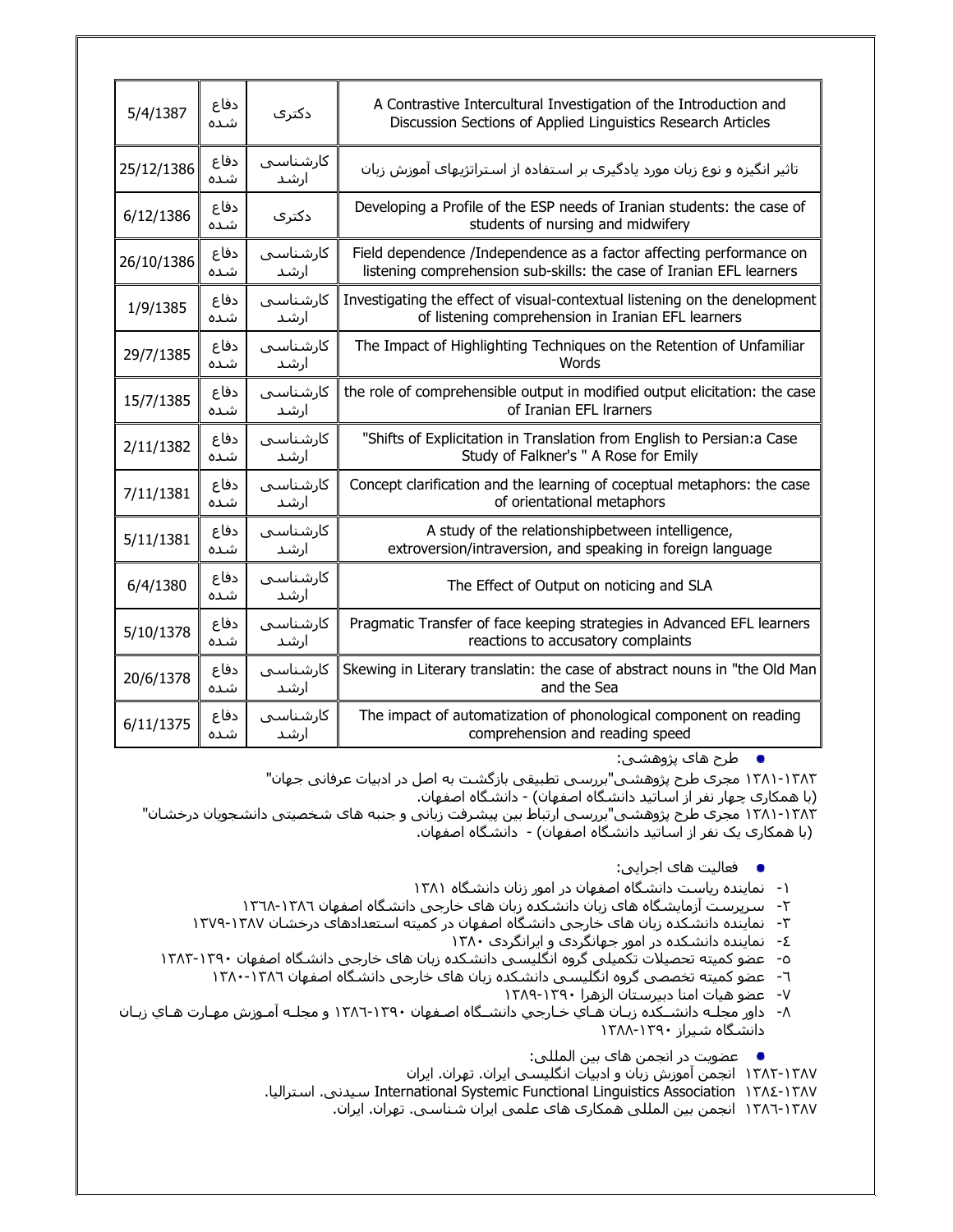| | | | |
|---|---|---|---|
| 5/4/1387 | دفاع شده | دکتری | A Contrastive Intercultural Investigation of the Introduction and Discussion Sections of Applied Linguistics Research Articles |
| 25/12/1386 | دفاع شده | کارشناسی ارشد | تاثیر انگیزه و نوع زبان مورد یادگیری بر استفاده از استراتژیهای آموزش زبان |
| 6/12/1386 | دفاع شده | دکتری | Developing a Profile of the ESP needs of Iranian students: the case of students of nursing and midwifery |
| 26/10/1386 | دفاع شده | کارشناسی ارشد | Field dependence /Independence as a factor affecting performance on listening comprehension sub-skills: the case of Iranian EFL learners |
| 1/9/1385 | دفاع شده | کارشناسی ارشد | Investigating the effect of visual-contextual listening on the denelopment of listening comprehension in Iranian EFL learners |
| 29/7/1385 | دفاع شده | کارشناسی ارشد | The Impact of Highlighting Techniques on the Retention of Unfamiliar Words |
| 15/7/1385 | دفاع شده | کارشناسی ارشد | the role of comprehensible output in modified output elicitation: the case of Iranian EFL lrarners |
| 2/11/1382 | دفاع شده | کارشناسی ارشد | "Shifts of Explicitation in Translation from English to Persian:a Case Study of Falkner's " A Rose for Emily |
| 7/11/1381 | دفاع شده | کارشناسی ارشد | Concept clarification and the learning of coceptual metaphors: the case of orientational metaphors |
| 5/11/1381 | دفاع شده | کارشناسی ارشد | A study of the relationshipbetween intelligence, extroversion/intraversion, and speaking in foreign language |
| 6/4/1380 | دفاع شده | کارشناسی ارشد | The Effect of Output on noticing and SLA |
| 5/10/1378 | دفاع شده | کارشناسی ارشد | Pragmatic Transfer of face keeping strategies in Advanced EFL learners reactions to accusatory complaints |
| 20/6/1378 | دفاع شده | کارشناسی ارشد | Skewing in Literary translatin: the case of abstract nouns in "the Old Man and the Sea |
| 6/11/1375 | دفاع شده | کارشناسی ارشد | The impact of automatization of phonological component on reading comprehension and reading speed |

- طرح های پژوهشی:

۱۳۸۱-۱۳۸۳ مجری طرح پژوهشی"بررسی تطبیقی بازگشت به اصل در ادبیات عرفانی جهان"
(با همکاری چهار نفر از اساتید دانشگاه اصفهان) - دانشگاه اصفهان.
۱۳۸۱-۱۳۸۳ مجری طرح پژوهشی"بررسی ارتباط بین پیشرفت زبانی و جنبه های شخصیتی دانشجویان درخشان"
(با همکاری یک نفر از اساتید دانشگاه اصفهان) - دانشگاه اصفهان.

- فعالیت های اجرایی:

۱- نماینده ریاست دانشگاه اصفهان در امور زنان دانشگاه ۱۳۸۱
۲- سرپرست آزمایشگاه های زبان دانشکده زبان های خارجی دانشگاه اصفهان ۱۳۸۶-۱۳۶۸
۳- نماینده دانشکده زبان های خارجی دانشگاه اصفهان در کمیته استعدادهای درخشان ۱۳۸۷-۱۳۷۹
۴- نماینده دانشکده در امور جهانگردی و ایرانگردی ۱۳۸۰
۵- عضو کمیته تحصیلات تکمیلی گروه انگلیسی دانشکده زبان های خارجی دانشگاه اصفهان ۱۳۹۰-۱۳۸۳
۶- عضو کمیته تخصصی گروه انگلیسی دانشکده زبان های خارجی دانشگاه اصفهان ۱۳۸۶-۱۳۸۰
۷- عضو هیات امنا دبیرستان الزهرا ۱۳۹۰-۱۳۸۹
۸- داور مجلـه دانشـکده زبـان هـاي خـارجي دانشــگاه اصـفهان ۱۳۹۰-۱۳۸۶ و مجلـه آمـوزش مهـارت هـاي زبـان دانشگاه شیراز ۱۳۹۰-۱۳۸۸

- عضویت در انجمن های بین المللی:

۱۳۸۲-۱۳۸۷ انجمن آموزش زبان و ادبیات انگلیسی ایران. تهران. ایران
۱۳۸۴-۱۳۸۷ International Systemic Functional Linguistics Association سیدنی. استرالیا.
۱۳۸۶-۱۳۸۷ انجمن بین المللی همکاری های علمی ایران شناسی. تهران. ایران.